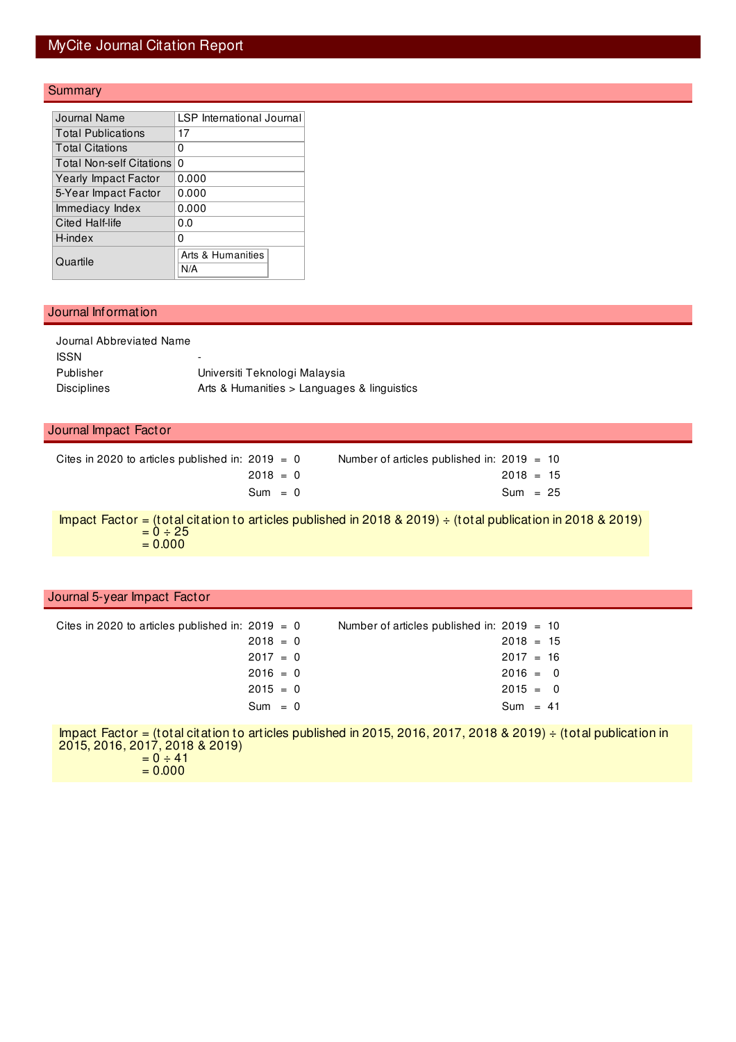# MyCite Journal Citation Report

## Summary

| | |
|---|---|
| Journal Name | LSP International Journal |
| Total Publications | 17 |
| Total Citations | 0 |
| Total Non-self Citations | 0 |
| Yearly Impact Factor | 0.000 |
| 5-Year Impact Factor | 0.000 |
| Immediacy Index | 0.000 |
| Cited Half-life | 0.0 |
| H-index | 0 |
| Quartile | Arts & Humanities<br>N/A |

## Journal Information

| | |
|---|---|
| Journal Abbreviated Name | |
| ISSN | - |
| Publisher | Universiti Teknologi Malaysia |
| Disciplines | Arts & Humanities > Languages & linguistics |

## Journal Impact Factor

| Cites in 2020 to articles published in: | | Number of articles published in: | |
|---|---|---|---|
| 2019 | 0 | 2019 | 10 |
| 2018 | 0 | 2018 | 15 |
| Sum | 0 | Sum | 25 |

Impact Factor = (total citation to articles published in 2018 & 2019) ÷ (total publication in 2018 & 2019)
= 0 ÷ 25
= 0.000

## Journal 5-year Impact Factor

| Cites in 2020 to articles published in: | | Number of articles published in: | |
|---|---|---|---|
| 2019 | 0 | 2019 | 10 |
| 2018 | 0 | 2018 | 15 |
| 2017 | 0 | 2017 | 16 |
| 2016 | 0 | 2016 | 0 |
| 2015 | 0 | 2015 | 0 |
| Sum | 0 | Sum | 41 |

Impact Factor = (total citation to articles published in 2015, 2016, 2017, 2018 & 2019) ÷ (total publication in 2015, 2016, 2017, 2018 & 2019)
= 0 ÷ 41
= 0.000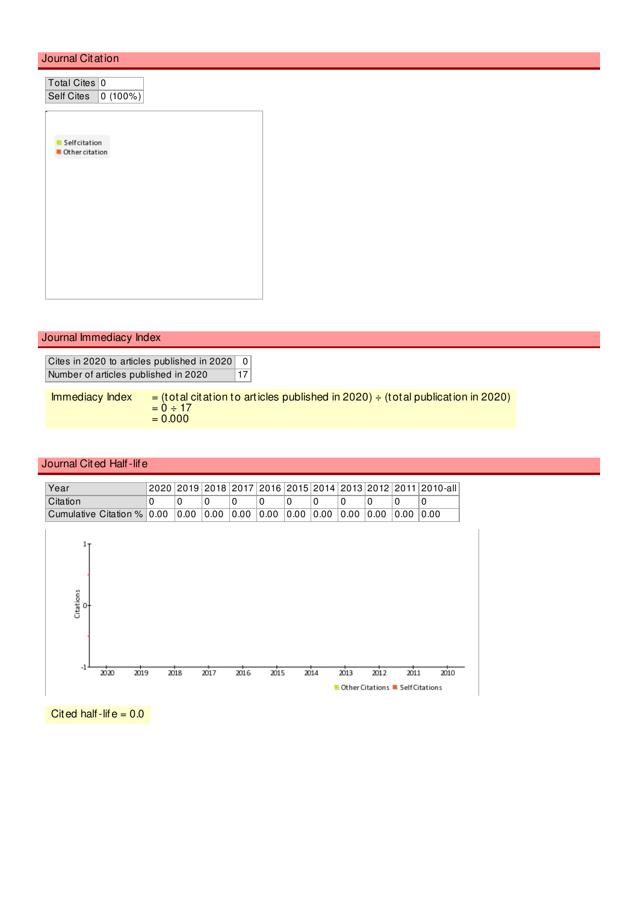## Journal Citation

| Total Cites | 0 |
|---|---|
| Self Cites | 0 (100%) |

## Journal Immediacy Index

| Cites in 2020 to articles published in 2020 | 0 |
|---|---|
| Number of articles published in 2020 | 17 |

Immediacy Index = (total citation to articles published in 2020) ÷ (total publication in 2020)
= 0 ÷ 17
= 0.000

## Journal Cited Half-life

| Year | 2020 | 2019 | 2018 | 2017 | 2016 | 2015 | 2014 | 2013 | 2012 | 2011 | 2010-all |
|---|---|---|---|---|---|---|---|---|---|---|---|
| Citation | 0 | 0 | 0 | 0 | 0 | 0 | 0 | 0 | 0 | 0 | 0 |
| Cumulative Citation % | 0.00 | 0.00 | 0.00 | 0.00 | 0.00 | 0.00 | 0.00 | 0.00 | 0.00 | 0.00 | 0.00 |

Cited half-life = 0.0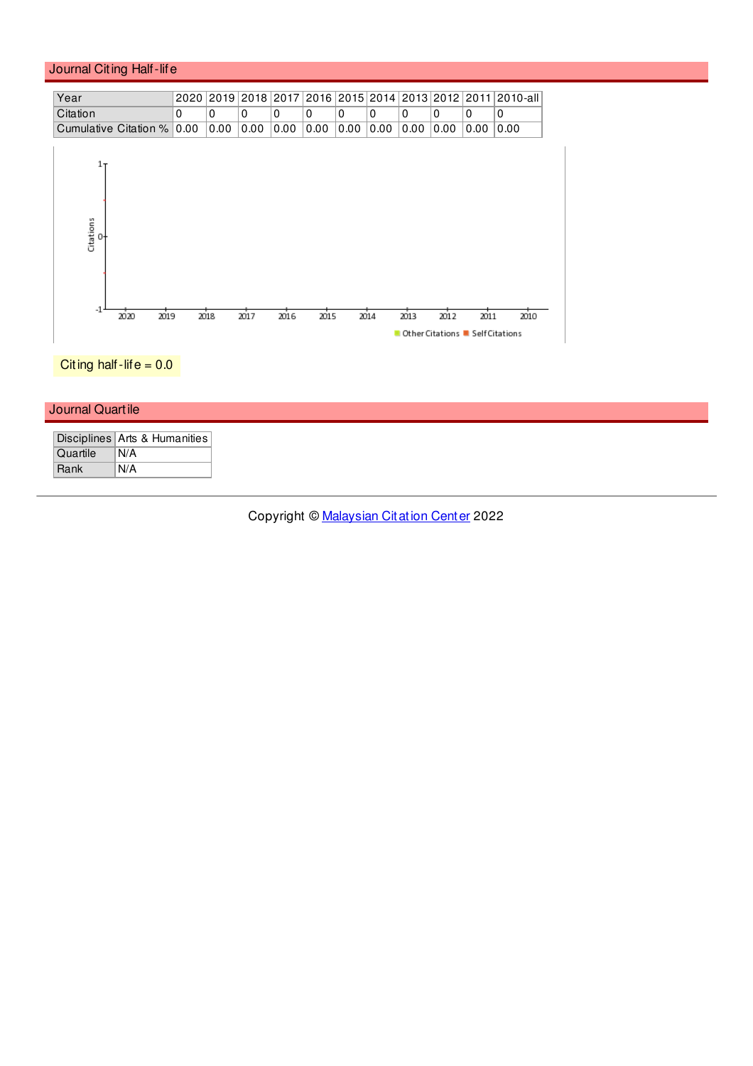## Journal Citing Half-life

| Year | 2020 | 2019 | 2018 | 2017 | 2016 | 2015 | 2014 | 2013 | 2012 | 2011 | 2010-all |
|---|---|---|---|---|---|---|---|---|---|---|---|
| Citation | 0 | 0 | 0 | 0 | 0 | 0 | 0 | 0 | 0 | 0 | 0 |
| Cumulative Citation % | 0.00 | 0.00 | 0.00 | 0.00 | 0.00 | 0.00 | 0.00 | 0.00 | 0.00 | 0.00 | 0.00 |

Citations

1

0

-1

2020 2019 2018 2017 2016 2015 2014 2013 2012 2011 2010

Other Citations Self Citations

Citing half-life = 0.0

## Journal Quartile

| | |
|---|---|
| Disciplines | Arts & Humanities |
| Quartile | N/A |
| Rank | N/A |

Copyright © Malaysian Citation Center 2022